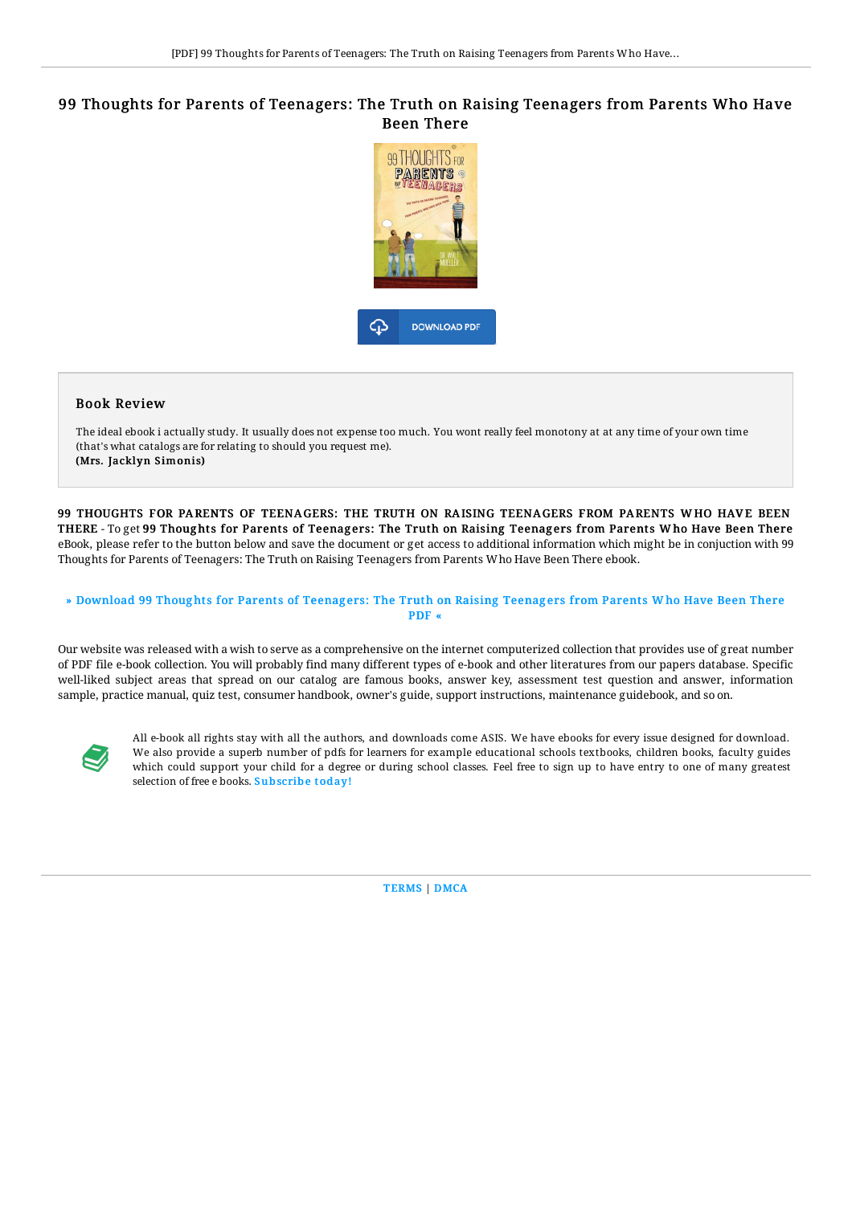# 99 Thoughts for Parents of Teenagers: The Truth on Raising Teenagers from Parents Who Have Been There

DOWNLOAD PDF

## Book Review

The ideal ebook i actually study. It usually does not expense too much. You wont really feel monotony at at any time of your own time (that's what catalogs are for relating to should you request me).
**(Mrs. Jacklyn Simonis)**

**99 THOUGHTS FOR PARENTS OF TEENAGERS: THE TRUTH ON RAISING TEENAGERS FROM PARENTS WHO HAVE BEEN THERE** - To get **99 Thoughts for Parents of Teenagers: The Truth on Raising Teenagers from Parents Who Have Been There** eBook, please refer to the button below and save the document or get access to additional information which might be in conjuction with 99 Thoughts for Parents of Teenagers: The Truth on Raising Teenagers from Parents Who Have Been There ebook.

» Download 99 Thoughts for Parents of Teenagers: The Truth on Raising Teenagers from Parents Who Have Been There PDF «

Our website was released with a wish to serve as a comprehensive on the internet computerized collection that provides use of great number of PDF file e-book collection. You will probably find many different types of e-book and other literatures from our papers database. Specific well-liked subject areas that spread on our catalog are famous books, answer key, assessment test question and answer, information sample, practice manual, quiz test, consumer handbook, owner's guide, support instructions, maintenance guidebook, and so on.

All e-book all rights stay with all the authors, and downloads come ASIS. We have ebooks for every issue designed for download. We also provide a superb number of pdfs for learners for example educational schools textbooks, children books, faculty guides which could support your child for a degree or during school classes. Feel free to sign up to have entry to one of many greatest selection of free e books. Subscribe today!

TERMS | DMCA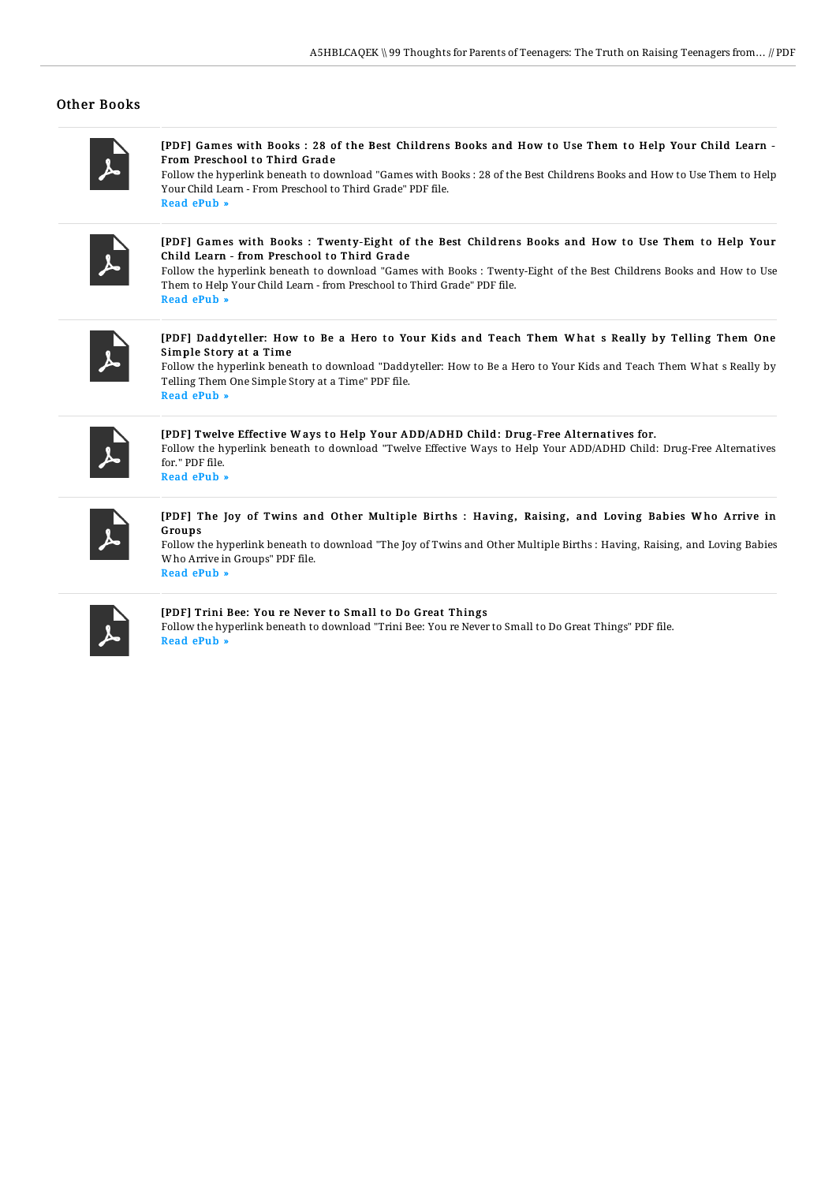## Other Books

**[PDF] Games with Books : 28 of the Best Childrens Books and How to Use Them to Help Your Child Learn - From Preschool to Third Grade**

Follow the hyperlink beneath to download "Games with Books : 28 of the Best Childrens Books and How to Use Them to Help Your Child Learn - From Preschool to Third Grade" PDF file.

Read ePub »

**[PDF] Games with Books : Twenty-Eight of the Best Childrens Books and How to Use Them to Help Your Child Learn - from Preschool to Third Grade**

Follow the hyperlink beneath to download "Games with Books : Twenty-Eight of the Best Childrens Books and How to Use Them to Help Your Child Learn - from Preschool to Third Grade" PDF file.

Read ePub »

**[PDF] Daddyteller: How to Be a Hero to Your Kids and Teach Them What s Really by Telling Them One Simple Story at a Time**

Follow the hyperlink beneath to download "Daddyteller: How to Be a Hero to Your Kids and Teach Them What s Really by Telling Them One Simple Story at a Time" PDF file.

Read ePub »

**[PDF] Twelve Effective Ways to Help Your ADD/ADHD Child: Drug-Free Alternatives for.**

Follow the hyperlink beneath to download "Twelve Effective Ways to Help Your ADD/ADHD Child: Drug-Free Alternatives for." PDF file.

Read ePub »

**[PDF] The Joy of Twins and Other Multiple Births : Having, Raising, and Loving Babies Who Arrive in Groups**

Follow the hyperlink beneath to download "The Joy of Twins and Other Multiple Births : Having, Raising, and Loving Babies Who Arrive in Groups" PDF file.

Read ePub »

**[PDF] Trini Bee: You re Never to Small to Do Great Things**

Follow the hyperlink beneath to download "Trini Bee: You re Never to Small to Do Great Things" PDF file.

Read ePub »